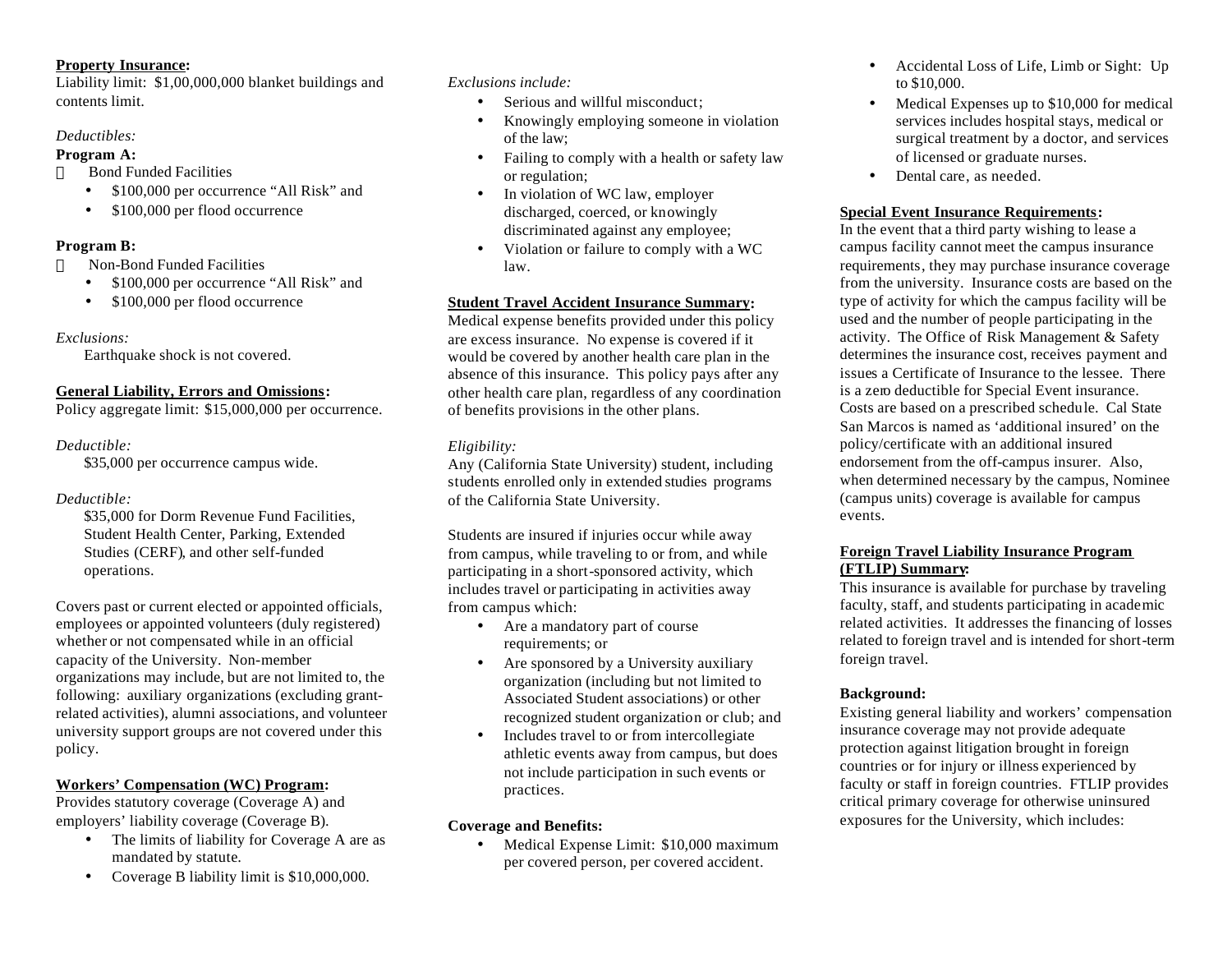**Property Insurance:**
Liability limit: $1,00,000,000 blanket buildings and contents limit.

*Deductibles:*

**Program A:**

- Bond Funded Facilities
  - $100,000 per occurrence "All Risk" and
  - $100,000 per flood occurrence

**Program B:**

- Non-Bond Funded Facilities
  - $100,000 per occurrence "All Risk" and
  - $100,000 per flood occurrence

*Exclusions:*

Earthquake shock is not covered.

**General Liability, Errors and Omissions:**
Policy aggregate limit: $15,000,000 per occurrence.

*Deductible:*

$35,000 per occurrence campus wide.

*Deductible:*

$35,000 for Dorm Revenue Fund Facilities, Student Health Center, Parking, Extended Studies (CERF), and other self-funded operations.

Covers past or current elected or appointed officials, employees or appointed volunteers (duly registered) whether or not compensated while in an official capacity of the University. Non-member organizations may include, but are not limited to, the following: auxiliary organizations (excluding grant-related activities), alumni associations, and volunteer university support groups are not covered under this policy.

**Workers' Compensation (WC) Program:**
Provides statutory coverage (Coverage A) and employers' liability coverage (Coverage B).

- The limits of liability for Coverage A are as mandated by statute.
- Coverage B liability limit is $10,000,000.

*Exclusions include:*

- Serious and willful misconduct;
- Knowingly employing someone in violation of the law;
- Failing to comply with a health or safety law or regulation;
- In violation of WC law, employer discharged, coerced, or knowingly discriminated against any employee;
- Violation or failure to comply with a WC law.

**Student Travel Accident Insurance Summary:**
Medical expense benefits provided under this policy are excess insurance. No expense is covered if it would be covered by another health care plan in the absence of this insurance. This policy pays after any other health care plan, regardless of any coordination of benefits provisions in the other plans.

*Eligibility:*
Any (California State University) student, including students enrolled only in extended studies programs of the California State University.

Students are insured if injuries occur while away from campus, while traveling to or from, and while participating in a short-sponsored activity, which includes travel or participating in activities away from campus which:

- Are a mandatory part of course requirements; or
- Are sponsored by a University auxiliary organization (including but not limited to Associated Student associations) or other recognized student organization or club; and
- Includes travel to or from intercollegiate athletic events away from campus, but does not include participation in such events or practices.

**Coverage and Benefits:**

- Medical Expense Limit: $10,000 maximum per covered person, per covered accident.
- Accidental Loss of Life, Limb or Sight: Up to $10,000.
- Medical Expenses up to $10,000 for medical services includes hospital stays, medical or surgical treatment by a doctor, and services of licensed or graduate nurses.
- Dental care, as needed.

**Special Event Insurance Requirements:**
In the event that a third party wishing to lease a campus facility cannot meet the campus insurance requirements, they may purchase insurance coverage from the university. Insurance costs are based on the type of activity for which the campus facility will be used and the number of people participating in the activity. The Office of Risk Management & Safety determines the insurance cost, receives payment and issues a Certificate of Insurance to the lessee. There is a zero deductible for Special Event insurance. Costs are based on a prescribed schedule. Cal State San Marcos is named as 'additional insured' on the policy/certificate with an additional insured endorsement from the off-campus insurer. Also, when determined necessary by the campus, Nominee (campus units) coverage is available for campus events.

**Foreign Travel Liability Insurance Program (FTLIP) Summary:**
This insurance is available for purchase by traveling faculty, staff, and students participating in academic related activities. It addresses the financing of losses related to foreign travel and is intended for short-term foreign travel.

**Background:**
Existing general liability and workers' compensation insurance coverage may not provide adequate protection against litigation brought in foreign countries or for injury or illness experienced by faculty or staff in foreign countries. FTLIP provides critical primary coverage for otherwise uninsured exposures for the University, which includes: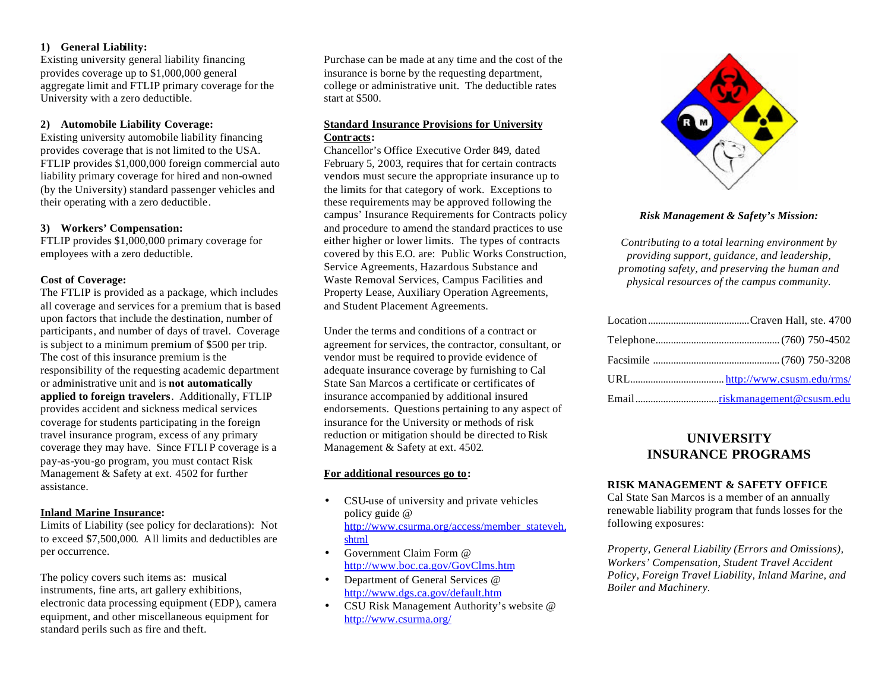### 1) General Liability:

Existing university general liability financing provides coverage up to $1,000,000 general aggregate limit and FTLIP primary coverage for the University with a zero deductible.

### 2) Automobile Liability Coverage:

Existing university automobile liability financing provides coverage that is not limited to the USA. FTLIP provides $1,000,000 foreign commercial auto liability primary coverage for hired and non-owned (by the University) standard passenger vehicles and their operating with a zero deductible.

### 3) Workers' Compensation:

FTLIP provides $1,000,000 primary coverage for employees with a zero deductible.

**Cost of Coverage:**

The FTLIP is provided as a package, which includes all coverage and services for a premium that is based upon factors that include the destination, number of participants, and number of days of travel. Coverage is subject to a minimum premium of $500 per trip. The cost of this insurance premium is the responsibility of the requesting academic department or administrative unit and is **not automatically applied to foreign travelers**. Additionally, FTLIP provides accident and sickness medical services coverage for students participating in the foreign travel insurance program, excess of any primary coverage they may have. Since FTLIP coverage is a pay-as-you-go program, you must contact Risk Management & Safety at ext. 4502 for further assistance.

**Inland Marine Insurance:**

Limits of Liability (see policy for declarations): Not to exceed $7,500,000. All limits and deductibles are per occurrence.

The policy covers such items as: musical instruments, fine arts, art gallery exhibitions, electronic data processing equipment (EDP), camera equipment, and other miscellaneous equipment for standard perils such as fire and theft.

Purchase can be made at any time and the cost of the insurance is borne by the requesting department, college or administrative unit. The deductible rates start at $500.

**Standard Insurance Provisions for University Contracts:**

Chancellor's Office Executive Order 849, dated February 5, 2003, requires that for certain contracts vendors must secure the appropriate insurance up to the limits for that category of work. Exceptions to these requirements may be approved following the campus' Insurance Requirements for Contracts policy and procedure to amend the standard practices to use either higher or lower limits. The types of contracts covered by this E.O. are: Public Works Construction, Service Agreements, Hazardous Substance and Waste Removal Services, Campus Facilities and Property Lease, Auxiliary Operation Agreements, and Student Placement Agreements.

Under the terms and conditions of a contract or agreement for services, the contractor, consultant, or vendor must be required to provide evidence of adequate insurance coverage by furnishing to Cal State San Marcos a certificate or certificates of insurance accompanied by additional insured endorsements. Questions pertaining to any aspect of insurance for the University or methods of risk reduction or mitigation should be directed to Risk Management & Safety at ext. 4502.

**For additional resources go to:**

- CSU-use of university and private vehicles policy guide @ http://www.csurma.org/access/member_stateveh.shtml
- Government Claim Form @ http://www.boc.ca.gov/GovClms.htm
- Department of General Services @ http://www.dgs.ca.gov/default.htm
- CSU Risk Management Authority's website @ http://www.csurma.org/

***Risk Management & Safety's Mission:***

*Contributing to a total learning environment by providing support, guidance, and leadership, promoting safety, and preserving the human and physical resources of the campus community.*

Location........................................Craven Hall, ste. 4700

Telephone...............................................(760) 750-4502

Facsimile ..............................................(760) 750-3208

URL.................................... http://www.csusm.edu/rms/

Email.................................riskmanagement@csusm.edu

## UNIVERSITY INSURANCE PROGRAMS

**RISK MANAGEMENT & SAFETY OFFICE**

Cal State San Marcos is a member of an annually renewable liability program that funds losses for the following exposures:

*Property, General Liability (Errors and Omissions), Workers' Compensation, Student Travel Accident Policy, Foreign Travel Liability, Inland Marine, and Boiler and Machinery.*